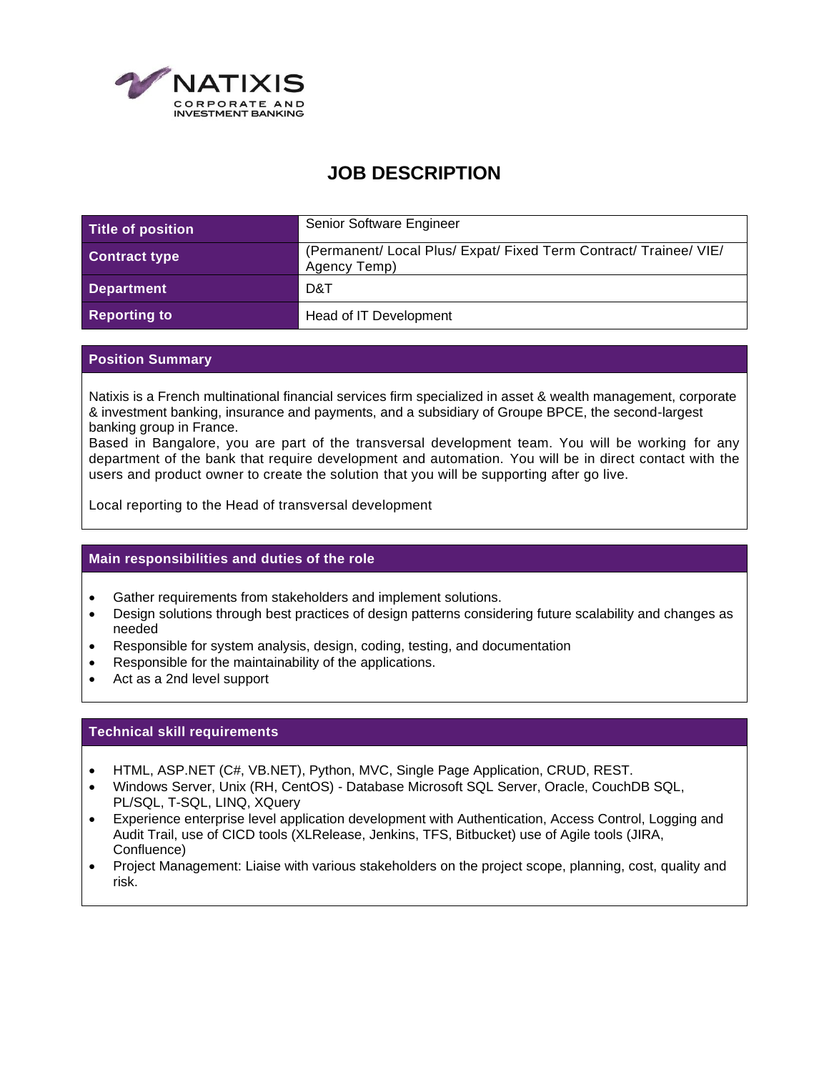# JOB DESCRIPTION

| Title of position | Senior Software Engineer |
|---|---|
| Contract type | (Permanent/ Local Plus/ Expat/ Fixed Term Contract/ Trainee/ VIE/ Agency Temp) |
| Department | D&T |
| Reporting to | Head of IT Development |

## Position Summary

Natixis is a French multinational financial services firm specialized in asset & wealth management, corporate & investment banking, insurance and payments, and a subsidiary of Groupe BPCE, the second-largest banking group in France.
Based in Bangalore, you are part of the transversal development team. You will be working for any department of the bank that require development and automation. You will be in direct contact with the users and product owner to create the solution that you will be supporting after go live.

Local reporting to the Head of transversal development

## Main responsibilities and duties of the role

- Gather requirements from stakeholders and implement solutions.
- Design solutions through best practices of design patterns considering future scalability and changes as needed
- Responsible for system analysis, design, coding, testing, and documentation
- Responsible for the maintainability of the applications.
- Act as a 2nd level support

## Technical skill requirements

- HTML, ASP.NET (C#, VB.NET), Python, MVC, Single Page Application, CRUD, REST.
- Windows Server, Unix (RH, CentOS) - Database Microsoft SQL Server, Oracle, CouchDB SQL, PL/SQL, T-SQL, LINQ, XQuery
- Experience enterprise level application development with Authentication, Access Control, Logging and Audit Trail, use of CICD tools (XLRelease, Jenkins, TFS, Bitbucket) use of Agile tools (JIRA, Confluence)
- Project Management: Liaise with various stakeholders on the project scope, planning, cost, quality and risk.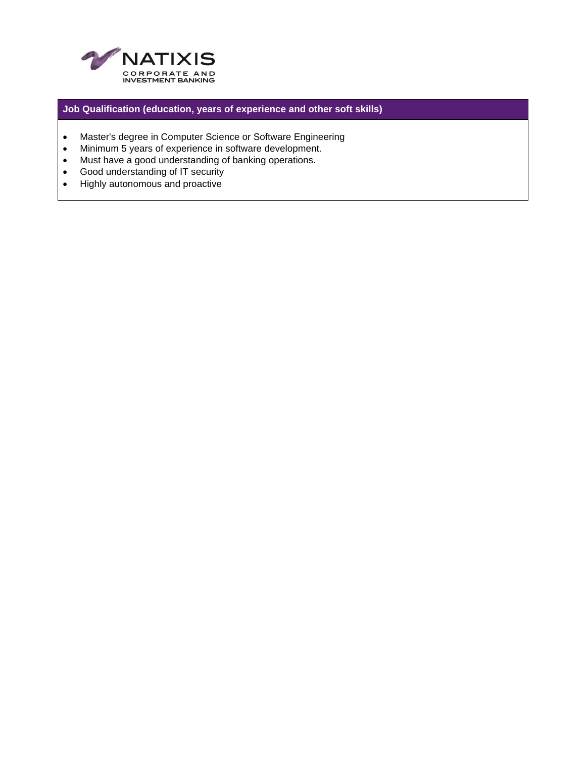## Job Qualification (education, years of experience and other soft skills)

- Master's degree in Computer Science or Software Engineering
- Minimum 5 years of experience in software development.
- Must have a good understanding of banking operations.
- Good understanding of IT security
- Highly autonomous and proactive